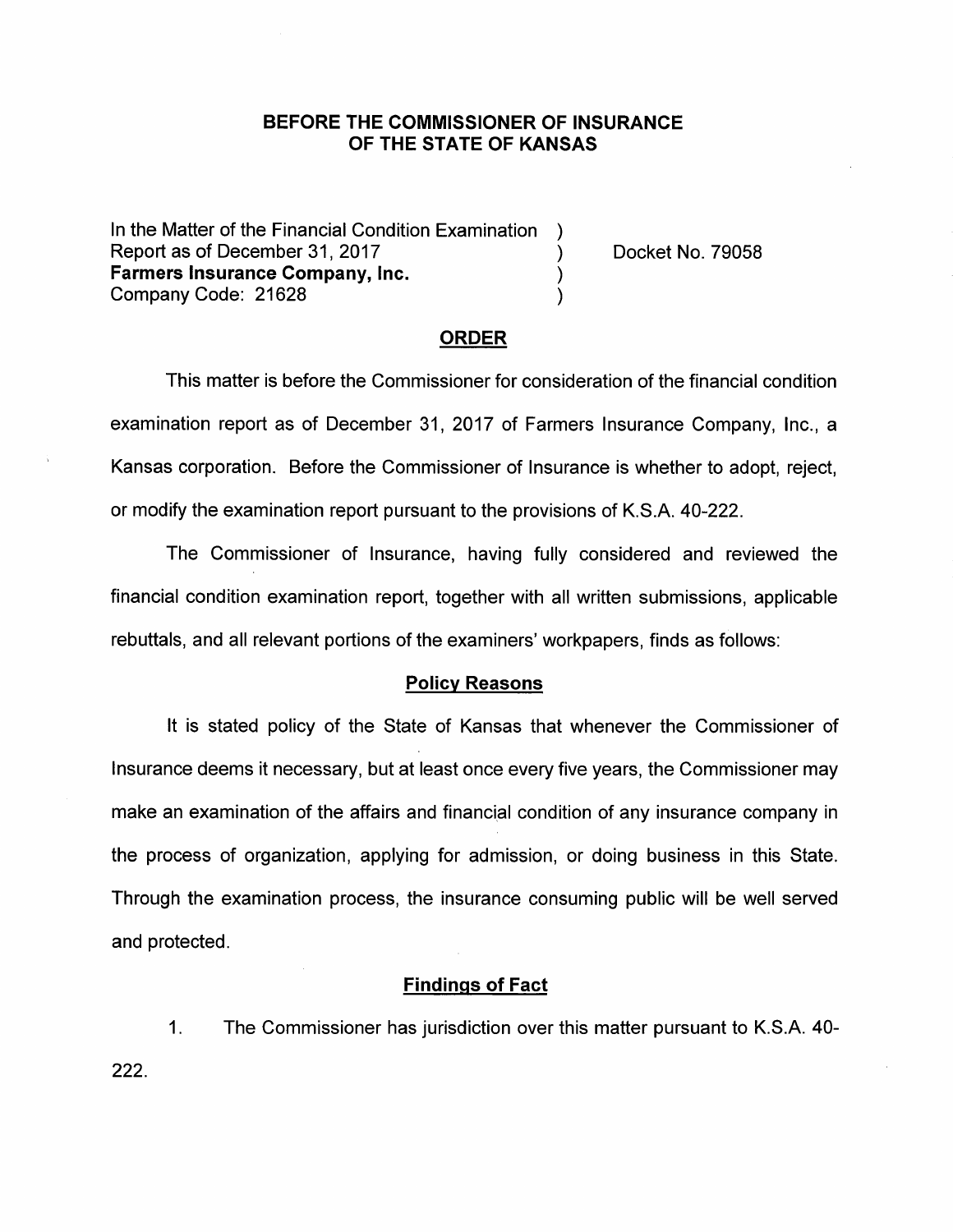# BEFORE THE COMMISSIONER OF INSURANCE OF THE STATE OF KANSAS

In the Matter of the Financial Condition Examination )
Report as of December 31, 2017 ) Docket No. 79058
**Farmers Insurance Company, Inc.** )
Company Code: 21628 )

## ORDER

This matter is before the Commissioner for consideration of the financial condition examination report as of December 31, 2017 of Farmers Insurance Company, Inc., a Kansas corporation. Before the Commissioner of Insurance is whether to adopt, reject, or modify the examination report pursuant to the provisions of K.S.A. 40-222.

The Commissioner of Insurance, having fully considered and reviewed the financial condition examination report, together with all written submissions, applicable rebuttals, and all relevant portions of the examiners' workpapers, finds as follows:

### Policy Reasons

It is stated policy of the State of Kansas that whenever the Commissioner of Insurance deems it necessary, but at least once every five years, the Commissioner may make an examination of the affairs and financial condition of any insurance company in the process of organization, applying for admission, or doing business in this State. Through the examination process, the insurance consuming public will be well served and protected.

### Findings of Fact

1. The Commissioner has jurisdiction over this matter pursuant to K.S.A. 40-222.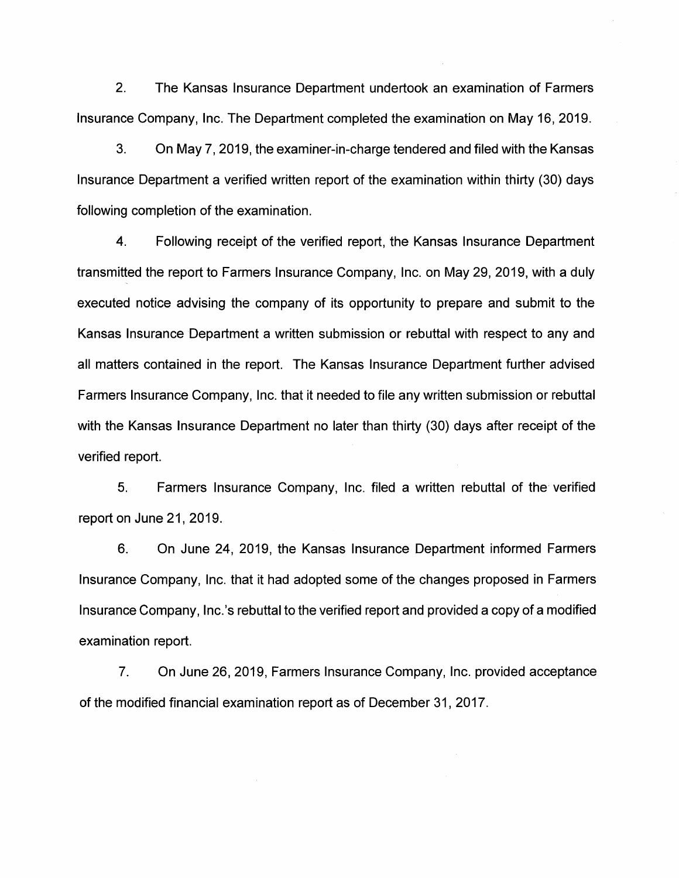2. The Kansas Insurance Department undertook an examination of Farmers Insurance Company, Inc. The Department completed the examination on May 16, 2019.

3. On May 7, 2019, the examiner-in-charge tendered and filed with the Kansas Insurance Department a verified written report of the examination within thirty (30) days following completion of the examination.

4. Following receipt of the verified report, the Kansas Insurance Department transmitted the report to Farmers Insurance Company, Inc. on May 29, 2019, with a duly executed notice advising the company of its opportunity to prepare and submit to the Kansas Insurance Department a written submission or rebuttal with respect to any and all matters contained in the report. The Kansas Insurance Department further advised Farmers Insurance Company, Inc. that it needed to file any written submission or rebuttal with the Kansas Insurance Department no later than thirty (30) days after receipt of the verified report.

5. Farmers Insurance Company, Inc. filed a written rebuttal of the verified report on June 21, 2019.

6. On June 24, 2019, the Kansas Insurance Department informed Farmers Insurance Company, Inc. that it had adopted some of the changes proposed in Farmers Insurance Company, Inc.'s rebuttal to the verified report and provided a copy of a modified examination report.

7. On June 26, 2019, Farmers Insurance Company, Inc. provided acceptance of the modified financial examination report as of December 31, 2017.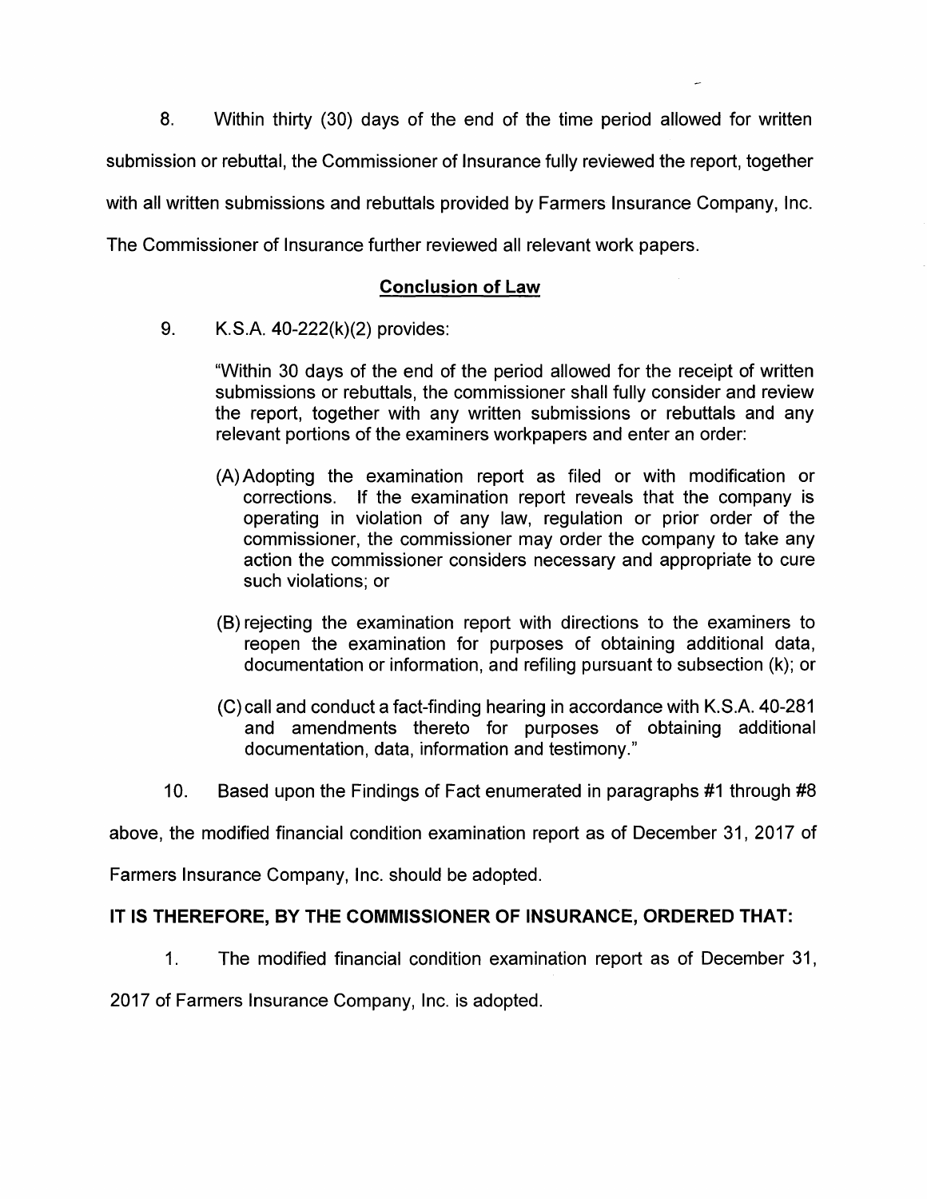8. Within thirty (30) days of the end of the time period allowed for written submission or rebuttal, the Commissioner of Insurance fully reviewed the report, together with all written submissions and rebuttals provided by Farmers Insurance Company, Inc. The Commissioner of Insurance further reviewed all relevant work papers.

## Conclusion of Law

9. K.S.A. 40-222(k)(2) provides:

> "Within 30 days of the end of the period allowed for the receipt of written submissions or rebuttals, the commissioner shall fully consider and review the report, together with any written submissions or rebuttals and any relevant portions of the examiners workpapers and enter an order:
>
> (A) Adopting the examination report as filed or with modification or corrections. If the examination report reveals that the company is operating in violation of any law, regulation or prior order of the commissioner, the commissioner may order the company to take any action the commissioner considers necessary and appropriate to cure such violations; or
>
> (B) rejecting the examination report with directions to the examiners to reopen the examination for purposes of obtaining additional data, documentation or information, and refiling pursuant to subsection (k); or
>
> (C) call and conduct a fact-finding hearing in accordance with K.S.A. 40-281 and amendments thereto for purposes of obtaining additional documentation, data, information and testimony."

10. Based upon the Findings of Fact enumerated in paragraphs #1 through #8 above, the modified financial condition examination report as of December 31, 2017 of Farmers Insurance Company, Inc. should be adopted.

**IT IS THEREFORE, BY THE COMMISSIONER OF INSURANCE, ORDERED THAT:**

1. The modified financial condition examination report as of December 31, 2017 of Farmers Insurance Company, Inc. is adopted.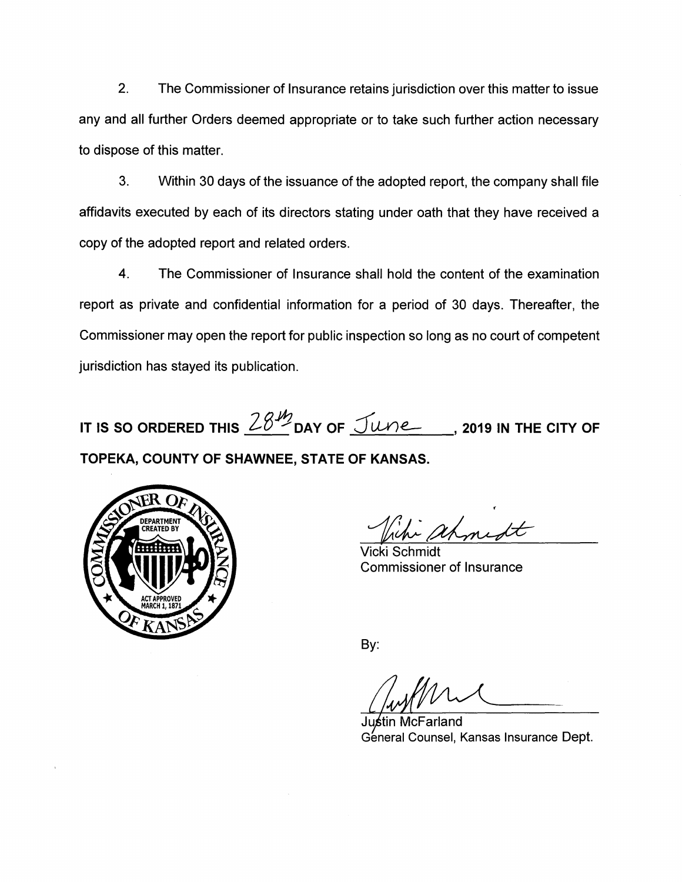2. The Commissioner of Insurance retains jurisdiction over this matter to issue any and all further Orders deemed appropriate or to take such further action necessary to dispose of this matter.

3. Within 30 days of the issuance of the adopted report, the company shall file affidavits executed by each of its directors stating under oath that they have received a copy of the adopted report and related orders.

4. The Commissioner of Insurance shall hold the content of the examination report as private and confidential information for a period of 30 days. Thereafter, the Commissioner may open the report for public inspection so long as no court of competent jurisdiction has stayed its publication.

**IT IS SO ORDERED THIS 28th DAY OF June, 2019 IN THE CITY OF TOPEKA, COUNTY OF SHAWNEE, STATE OF KANSAS.**

Vicki Schmidt
Commissioner of Insurance

By:

Justin McFarland
General Counsel, Kansas Insurance Dept.